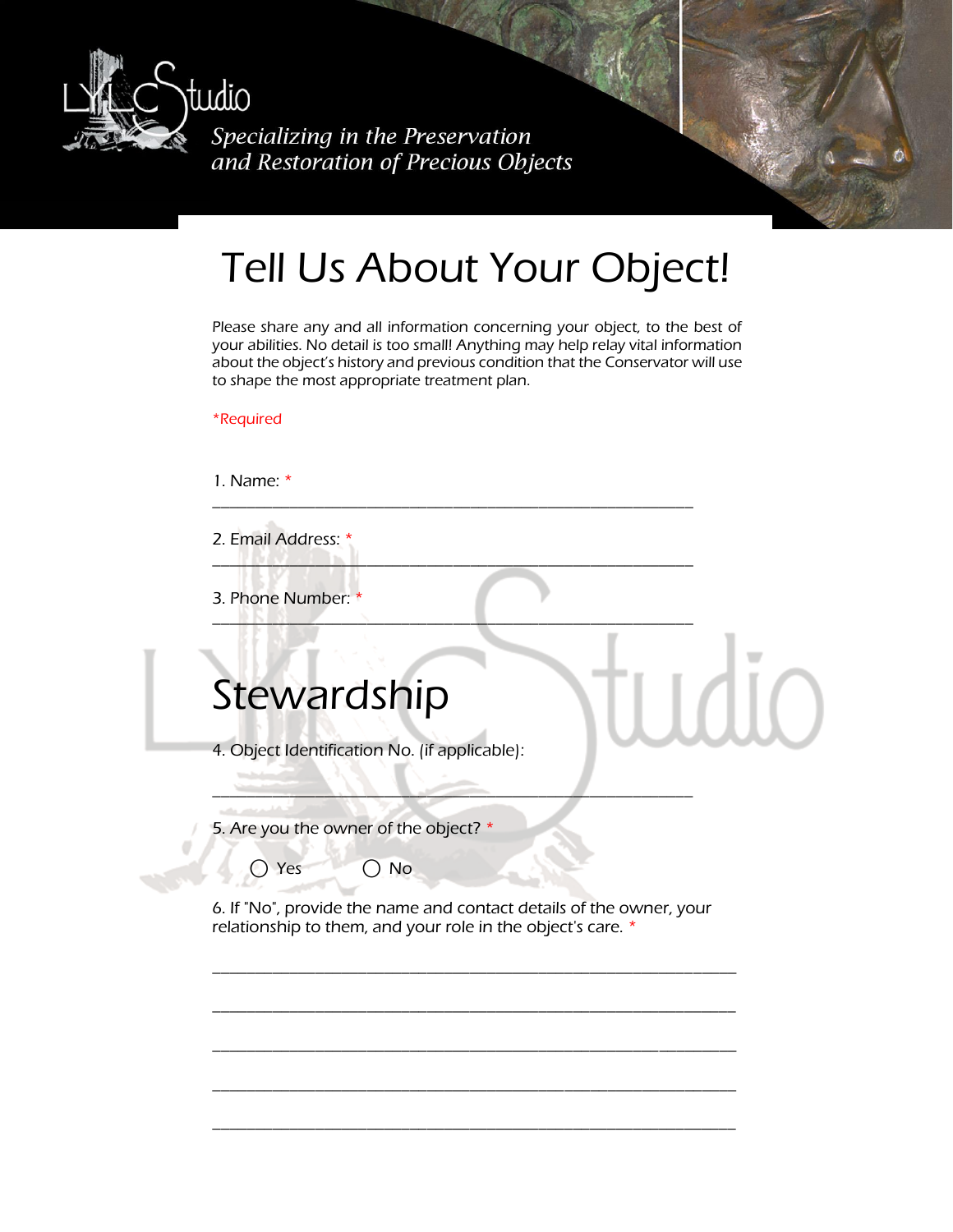LYLC Studio

*Specializing in the Preservation and Restoration of Precious Objects*

# Tell Us About Your Object!

Please share any and all information concerning your object, to the best of your abilities. No detail is too small! Anything may help relay vital information about the object's history and previous condition that the Conservator will use to shape the most appropriate treatment plan.

*Required

1. Name: *

___________________________________________________________

2. Email Address: *

___________________________________________________________

3. Phone Number: *

___________________________________________________________

## Stewardship

4. Object Identification No. (if applicable):

___________________________________________________________

5. Are you the owner of the object? *

◯ Yes ◯ No

6. If "No", provide the name and contact details of the owner, your relationship to them, and your role in the object's care. *

_________________________________________________________________

_________________________________________________________________

_________________________________________________________________

_________________________________________________________________

_________________________________________________________________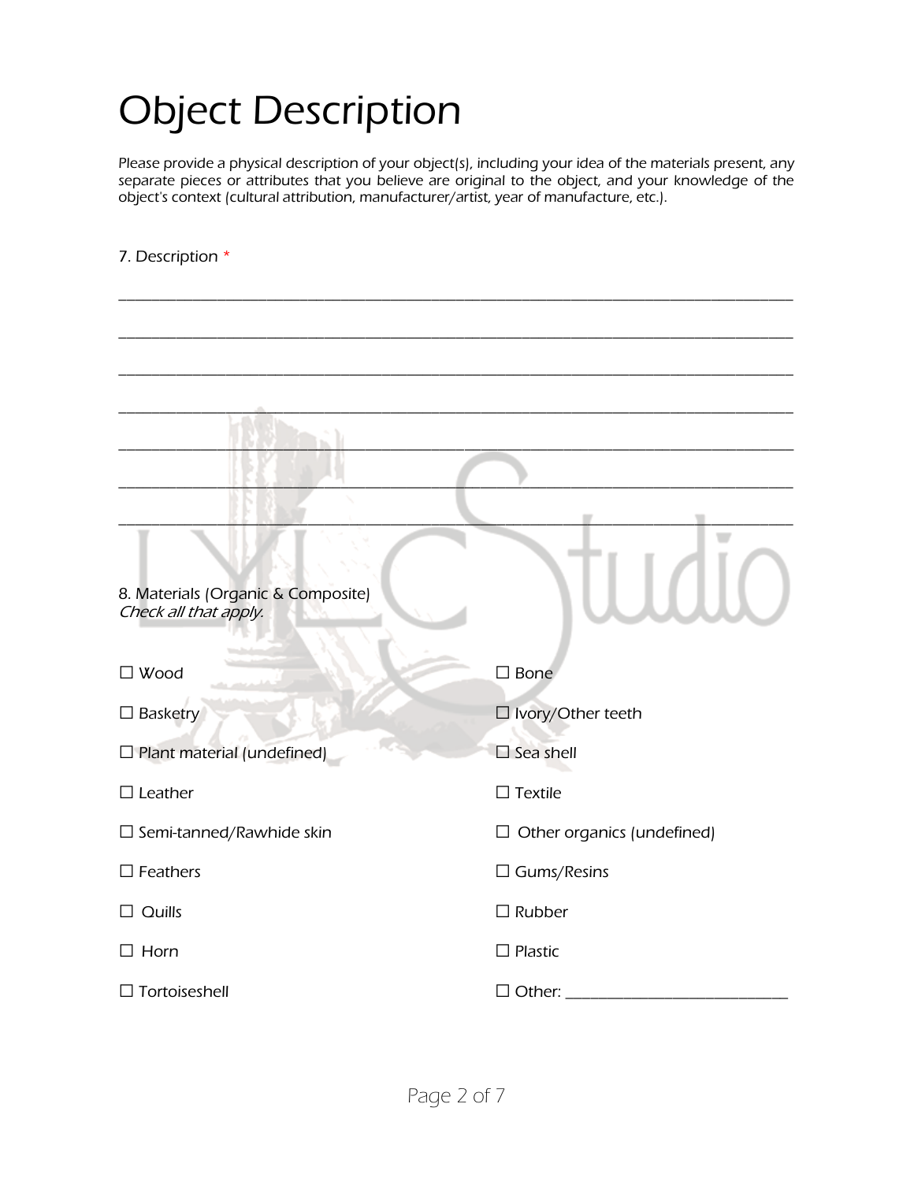# Object Description

Please provide a physical description of your object(s), including your idea of the materials present, any separate pieces or attributes that you believe are original to the object, and your knowledge of the object's context (cultural attribution, manufacturer/artist, year of manufacture, etc.).

7. Description *

_______________________________________________________________________________________

_______________________________________________________________________________________

_______________________________________________________________________________________

_______________________________________________________________________________________

_______________________________________________________________________________________

_______________________________________________________________________________________

_______________________________________________________________________________________

8. Materials (Organic & Composite)
*Check all that apply.*

☐ Wood

☐ Basketry

☐ Plant material (undefined)

☐ Leather

☐ Semi-tanned/Rawhide skin

☐ Feathers

☐ Quills

☐ Horn

☐ Tortoiseshell

☐ Bone

☐ Ivory/Other teeth

☐ Sea shell

☐ Textile

☐ Other organics (undefined)

☐ Gums/Resins

☐ Rubber

☐ Plastic

☐ Other: ____________________________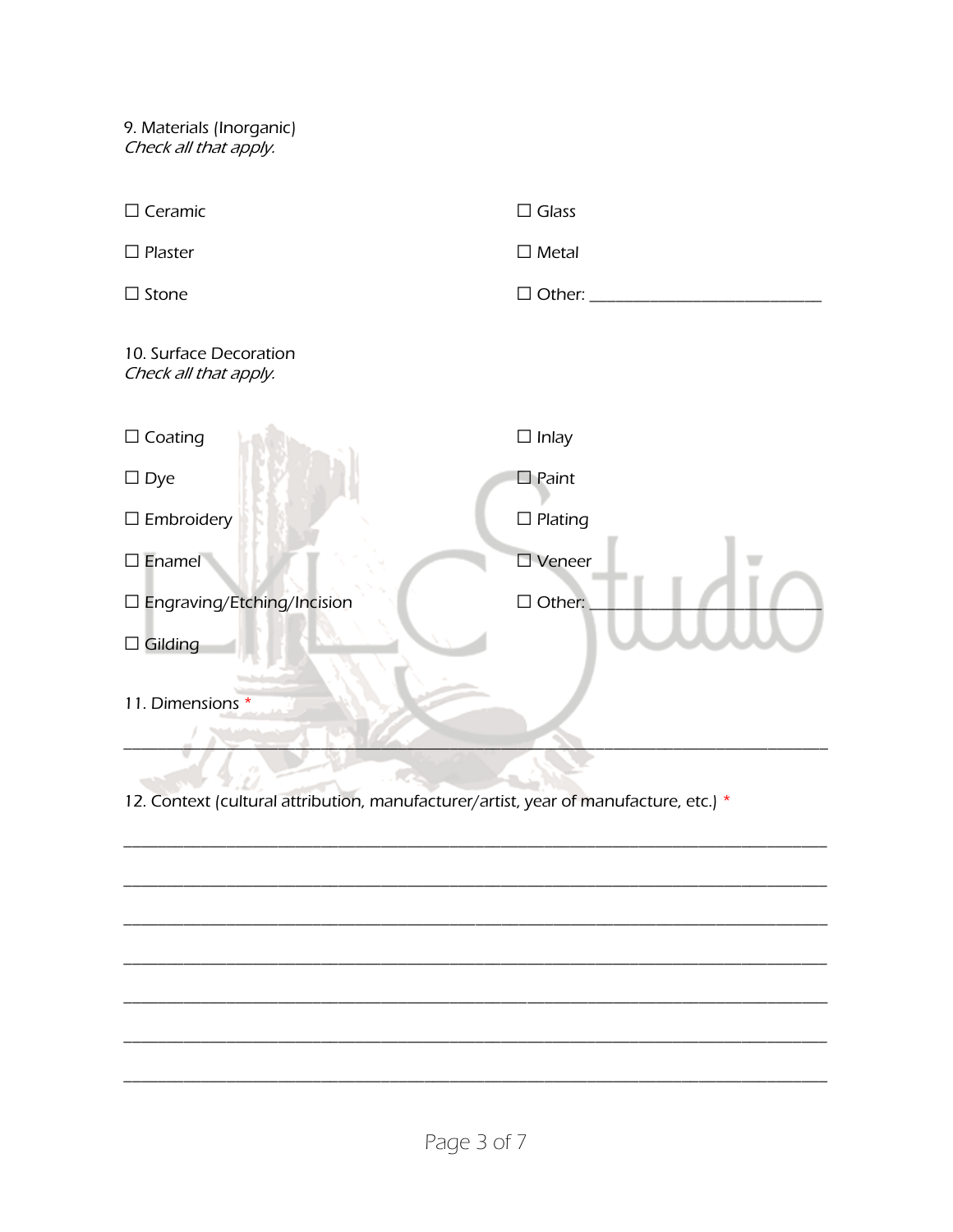9. Materials (Inorganic)
*Check all that apply.*

☐ Ceramic

☐ Plaster

☐ Stone

☐ Glass

☐ Metal

☐ Other: ____________________________

10. Surface Decoration
*Check all that apply.*

☐ Coating

☐ Dye

☐ Embroidery

☐ Enamel

☐ Engraving/Etching/Incision

☐ Gilding

☐ Inlay

☐ Paint

☐ Plating

☐ Veneer

☐ Other: ____________________________

11. Dimensions *

______________________________________________________________________________

12. Context (cultural attribution, manufacturer/artist, year of manufacture, etc.) *

______________________________________________________________________________

______________________________________________________________________________

______________________________________________________________________________

______________________________________________________________________________

______________________________________________________________________________

______________________________________________________________________________

______________________________________________________________________________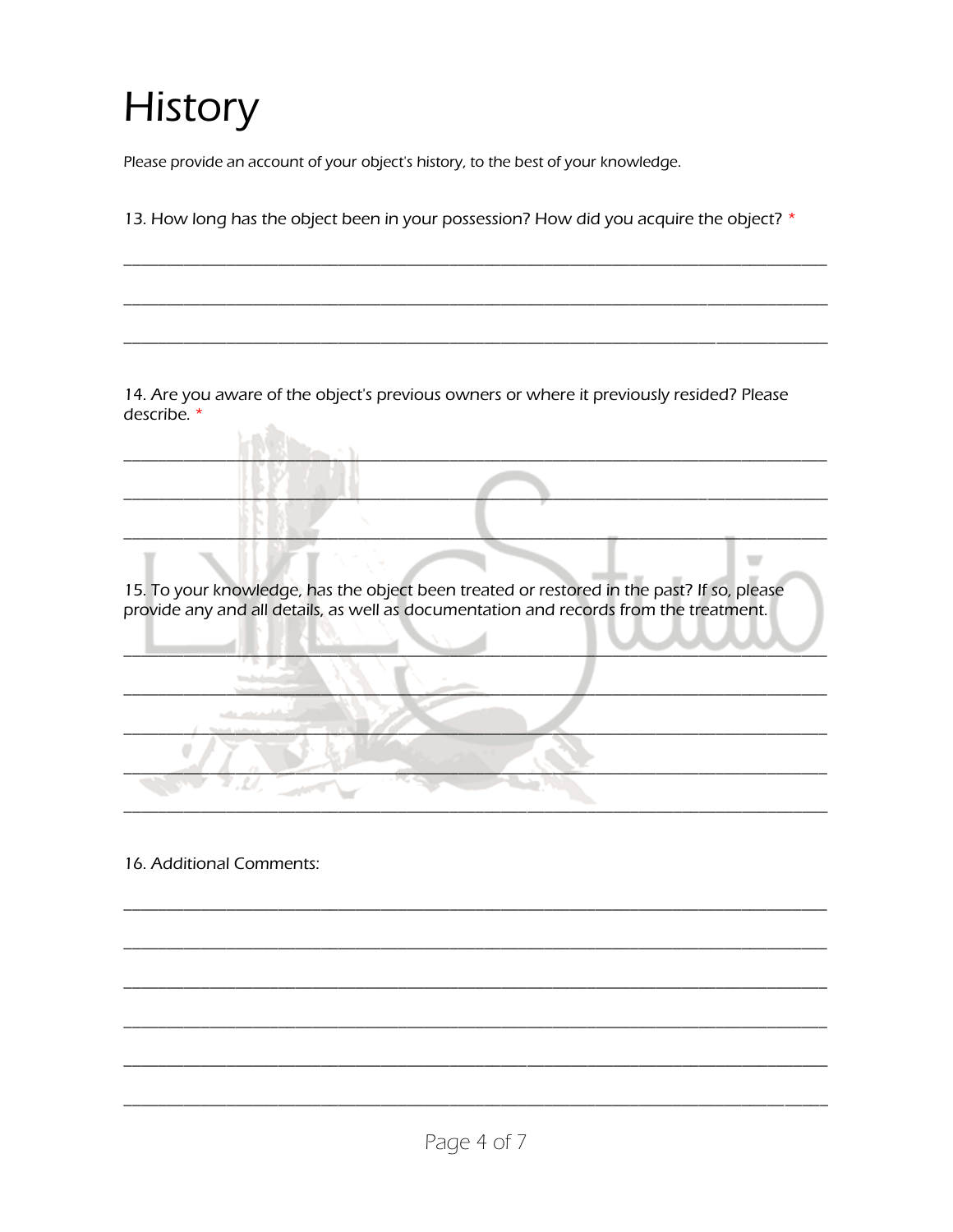# History

Please provide an account of your object's history, to the best of your knowledge.

13. How long has the object been in your possession? How did you acquire the object? *

______________________________________________________________________________

______________________________________________________________________________

______________________________________________________________________________

14. Are you aware of the object's previous owners or where it previously resided? Please describe. *

______________________________________________________________________________

______________________________________________________________________________

______________________________________________________________________________

15. To your knowledge, has the object been treated or restored in the past? If so, please provide any and all details, as well as documentation and records from the treatment.

______________________________________________________________________________

______________________________________________________________________________

______________________________________________________________________________

______________________________________________________________________________

______________________________________________________________________________

16. Additional Comments:

______________________________________________________________________________

______________________________________________________________________________

______________________________________________________________________________

______________________________________________________________________________

______________________________________________________________________________

______________________________________________________________________________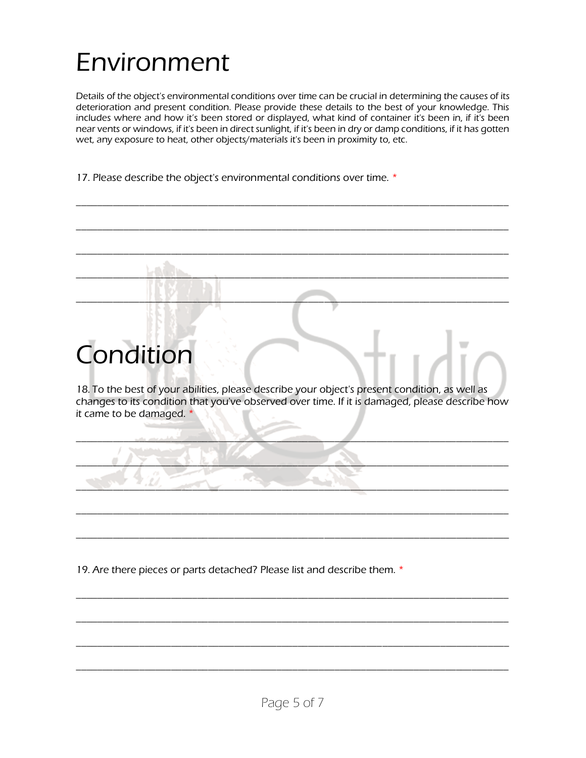# Environment

Details of the object's environmental conditions over time can be crucial in determining the causes of its deterioration and present condition. Please provide these details to the best of your knowledge. This includes where and how it's been stored or displayed, what kind of container it's been in, if it's been near vents or windows, if it's been in direct sunlight, if it's been in dry or damp conditions, if it has gotten wet, any exposure to heat, other objects/materials it's been in proximity to, etc.

17. Please describe the object's environmental conditions over time. *

______________________________________________________________________________

______________________________________________________________________________

______________________________________________________________________________

______________________________________________________________________________

______________________________________________________________________________

# Condition

18. To the best of your abilities, please describe your object's present condition, as well as changes to its condition that you've observed over time. If it is damaged, please describe how it came to be damaged. *

______________________________________________________________________________

______________________________________________________________________________

______________________________________________________________________________

______________________________________________________________________________

______________________________________________________________________________

19. Are there pieces or parts detached? Please list and describe them. *

______________________________________________________________________________

______________________________________________________________________________

______________________________________________________________________________

______________________________________________________________________________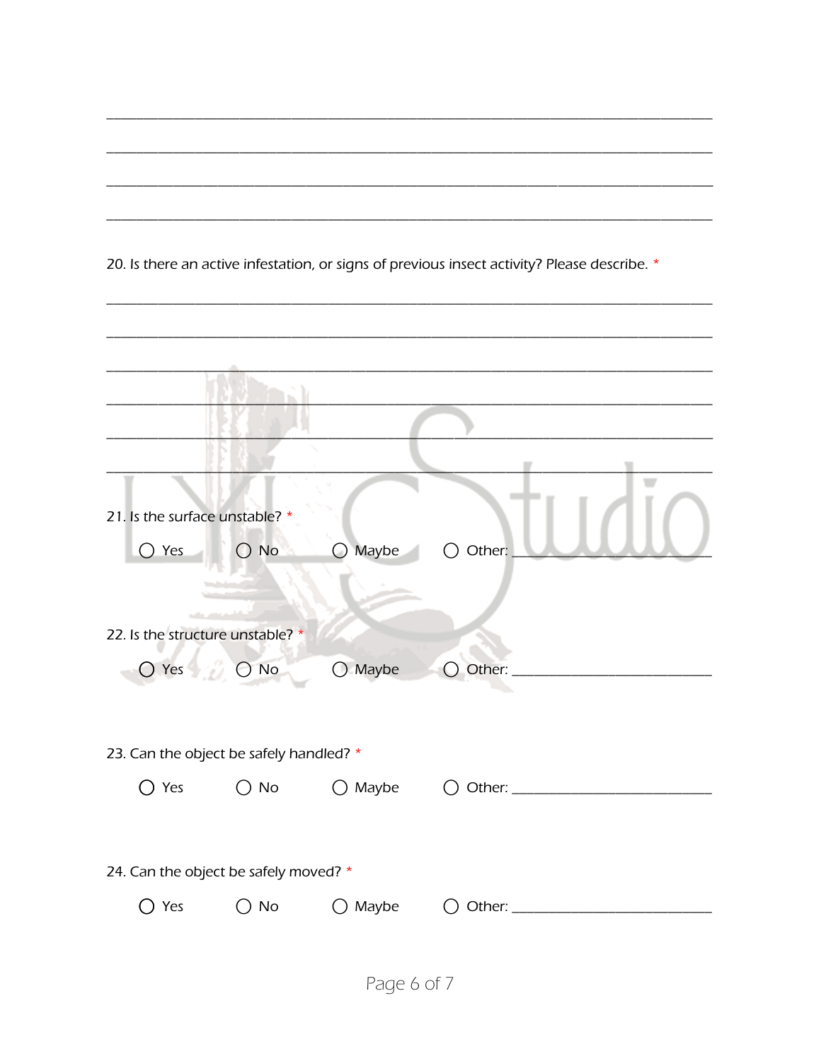\_\_\_\_\_\_\_\_\_\_\_\_\_\_\_\_\_\_\_\_\_\_\_\_\_\_\_\_\_\_\_\_\_\_\_\_\_\_\_\_\_\_\_\_\_\_\_\_\_\_\_\_\_\_\_\_\_\_\_\_\_\_\_\_\_\_\_\_\_\_\_\_\_\_\_\_\_\_

\_\_\_\_\_\_\_\_\_\_\_\_\_\_\_\_\_\_\_\_\_\_\_\_\_\_\_\_\_\_\_\_\_\_\_\_\_\_\_\_\_\_\_\_\_\_\_\_\_\_\_\_\_\_\_\_\_\_\_\_\_\_\_\_\_\_\_\_\_\_\_\_\_\_\_\_\_\_

\_\_\_\_\_\_\_\_\_\_\_\_\_\_\_\_\_\_\_\_\_\_\_\_\_\_\_\_\_\_\_\_\_\_\_\_\_\_\_\_\_\_\_\_\_\_\_\_\_\_\_\_\_\_\_\_\_\_\_\_\_\_\_\_\_\_\_\_\_\_\_\_\_\_\_\_\_\_

\_\_\_\_\_\_\_\_\_\_\_\_\_\_\_\_\_\_\_\_\_\_\_\_\_\_\_\_\_\_\_\_\_\_\_\_\_\_\_\_\_\_\_\_\_\_\_\_\_\_\_\_\_\_\_\_\_\_\_\_\_\_\_\_\_\_\_\_\_\_\_\_\_\_\_\_\_\_

20. Is there an active infestation, or signs of previous insect activity? Please describe. *

\_\_\_\_\_\_\_\_\_\_\_\_\_\_\_\_\_\_\_\_\_\_\_\_\_\_\_\_\_\_\_\_\_\_\_\_\_\_\_\_\_\_\_\_\_\_\_\_\_\_\_\_\_\_\_\_\_\_\_\_\_\_\_\_\_\_\_\_\_\_\_\_\_\_\_\_\_\_

\_\_\_\_\_\_\_\_\_\_\_\_\_\_\_\_\_\_\_\_\_\_\_\_\_\_\_\_\_\_\_\_\_\_\_\_\_\_\_\_\_\_\_\_\_\_\_\_\_\_\_\_\_\_\_\_\_\_\_\_\_\_\_\_\_\_\_\_\_\_\_\_\_\_\_\_\_\_

\_\_\_\_\_\_\_\_\_\_\_\_\_\_\_\_\_\_\_\_\_\_\_\_\_\_\_\_\_\_\_\_\_\_\_\_\_\_\_\_\_\_\_\_\_\_\_\_\_\_\_\_\_\_\_\_\_\_\_\_\_\_\_\_\_\_\_\_\_\_\_\_\_\_\_\_\_\_

\_\_\_\_\_\_\_\_\_\_\_\_\_\_\_\_\_\_\_\_\_\_\_\_\_\_\_\_\_\_\_\_\_\_\_\_\_\_\_\_\_\_\_\_\_\_\_\_\_\_\_\_\_\_\_\_\_\_\_\_\_\_\_\_\_\_\_\_\_\_\_\_\_\_\_\_\_\_

\_\_\_\_\_\_\_\_\_\_\_\_\_\_\_\_\_\_\_\_\_\_\_\_\_\_\_\_\_\_\_\_\_\_\_\_\_\_\_\_\_\_\_\_\_\_\_\_\_\_\_\_\_\_\_\_\_\_\_\_\_\_\_\_\_\_\_\_\_\_\_\_\_\_\_\_\_\_

\_\_\_\_\_\_\_\_\_\_\_\_\_\_\_\_\_\_\_\_\_\_\_\_\_\_\_\_\_\_\_\_\_\_\_\_\_\_\_\_\_\_\_\_\_\_\_\_\_\_\_\_\_\_\_\_\_\_\_\_\_\_\_\_\_\_\_\_\_\_\_\_\_\_\_\_\_\_

21. Is the surface unstable? *

- ○ Yes
- ○ No
- ○ Maybe
- ○ Other: \_\_\_\_\_\_\_\_\_\_\_\_\_\_\_\_\_\_\_\_\_\_\_\_\_\_

22. Is the structure unstable? *

- ○ Yes
- ○ No
- ○ Maybe
- ○ Other: \_\_\_\_\_\_\_\_\_\_\_\_\_\_\_\_\_\_\_\_\_\_\_\_\_\_

23. Can the object be safely handled? *

- ○ Yes
- ○ No
- ○ Maybe
- ○ Other: \_\_\_\_\_\_\_\_\_\_\_\_\_\_\_\_\_\_\_\_\_\_\_\_\_\_

24. Can the object be safely moved? *

- ○ Yes
- ○ No
- ○ Maybe
- ○ Other: \_\_\_\_\_\_\_\_\_\_\_\_\_\_\_\_\_\_\_\_\_\_\_\_\_\_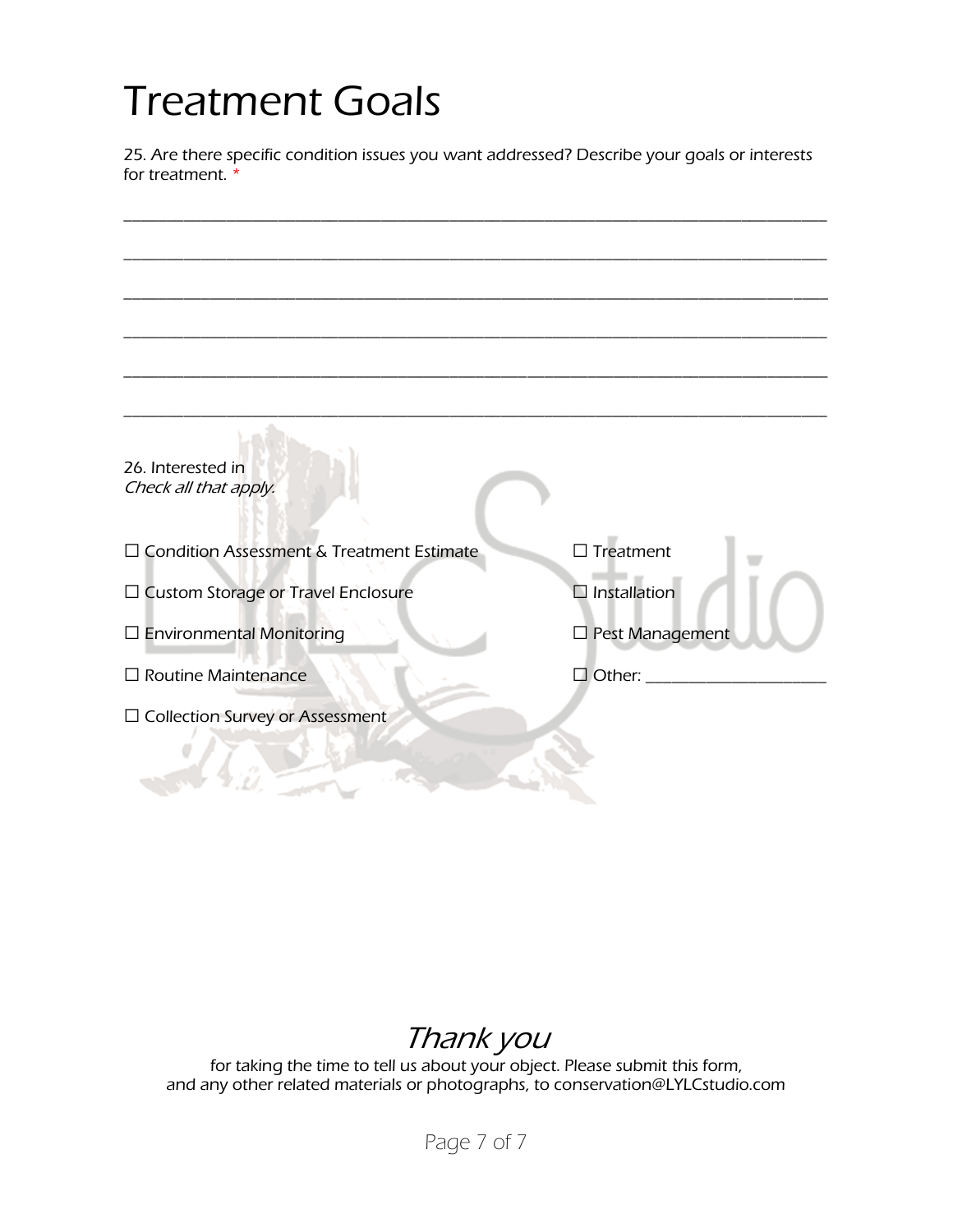# Treatment Goals

25. Are there specific condition issues you want addressed? Describe your goals or interests for treatment. *

______________________________________________________________________________

______________________________________________________________________________

______________________________________________________________________________

______________________________________________________________________________

______________________________________________________________________________

______________________________________________________________________________

26. Interested in
*Check all that apply.*

☐ Condition Assessment & Treatment Estimate

☐ Custom Storage or Travel Enclosure

☐ Environmental Monitoring

☐ Routine Maintenance

☐ Collection Survey or Assessment

☐ Treatment

☐ Installation

☐ Pest Management

☐ Other: ____________________

*Thank you*

for taking the time to tell us about your object. Please submit this form, and any other related materials or photographs, to conservation@LYLCstudio.com